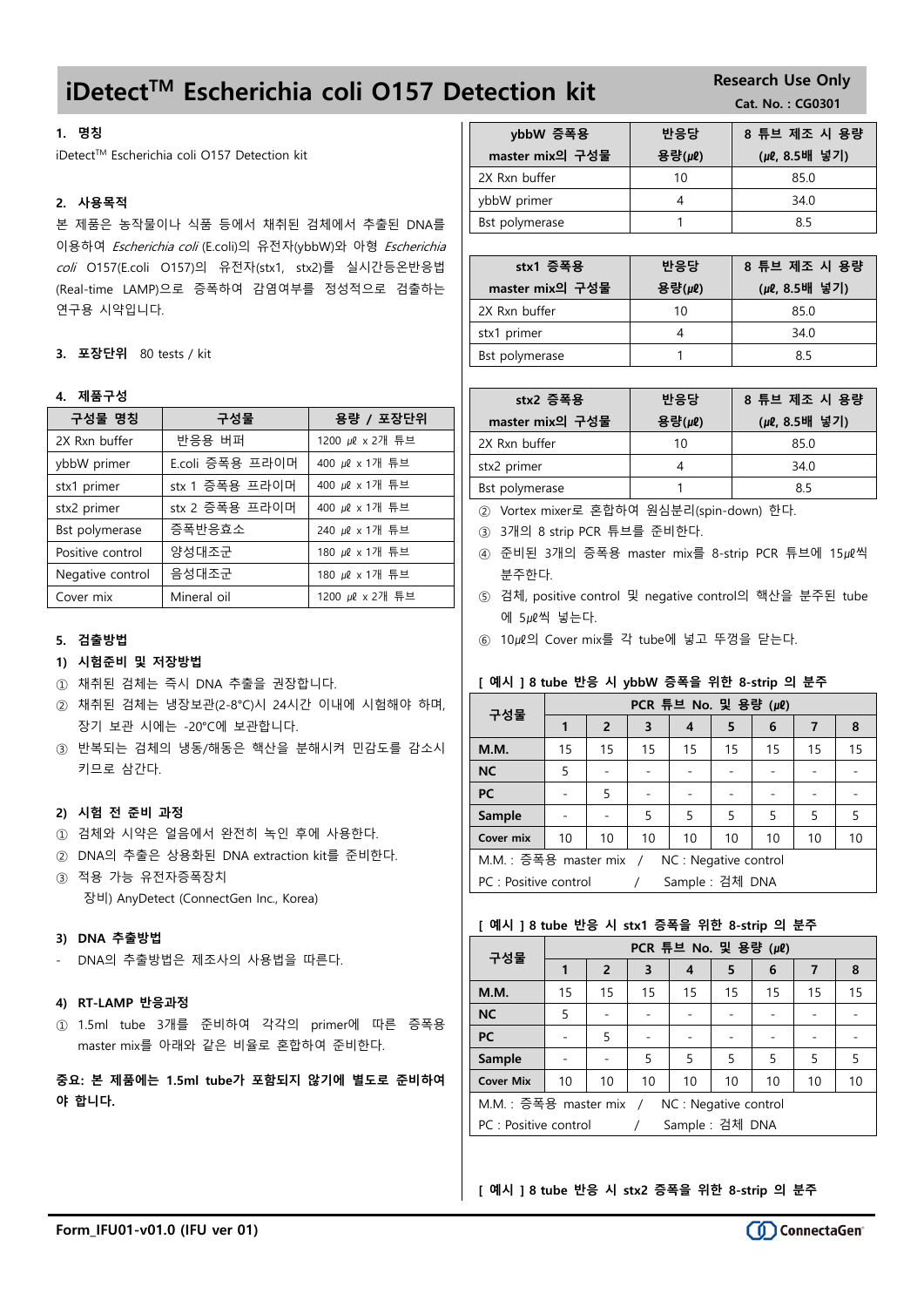# iDetect$^{TM}$ Escherichia coli O157 Detection kit

Research Use Only
Cat. No. : CG0301

## 1. 명칭

iDetect$^{TM}$ Escherichia coli O157 Detection kit

## 2. 사용목적

본 제품은 농작물이나 식품 등에서 채취된 검체에서 추출된 DNA를 이용하여 *Escherichia coli* (E.coli)의 유전자(ybbW)와 아형 *Escherichia coli* O157(E.coli O157)의 유전자(stx1, stx2)를 실시간등온반응법(Real-time LAMP)으로 증폭하여 감염여부를 정성적으로 검출하는 연구용 시약입니다.

## 3. 포장단위

80 tests / kit

## 4. 제품구성

| 구성물 명칭 | 구성물 | 용량 / 포장단위 |
|---|---|---|
| 2X Rxn buffer | 반응용 버퍼 | 1200 ㎕ x 2개 튜브 |
| ybbW primer | E.coli 증폭용 프라이머 | 400 ㎕ x 1개 튜브 |
| stx1 primer | stx 1 증폭용 프라이머 | 400 ㎕ x 1개 튜브 |
| stx2 primer | stx 2 증폭용 프라이머 | 400 ㎕ x 1개 튜브 |
| Bst polymerase | 증폭반응효소 | 240 ㎕ x 1개 튜브 |
| Positive control | 양성대조군 | 180 ㎕ x 1개 튜브 |
| Negative control | 음성대조군 | 180 ㎕ x 1개 튜브 |
| Cover mix | Mineral oil | 1200 ㎕ x 2개 튜브 |

## 5. 검출방법

### 1) 시험준비 및 저장방법

① 채취된 검체는 즉시 DNA 추출을 권장합니다.

② 채취된 검체는 냉장보관(2-8℃)시 24시간 이내에 시험해야 하며, 장기 보관 시에는 -20℃에 보관합니다.

③ 반복되는 검체의 냉동/해동은 핵산을 분해시켜 민감도를 감소시키므로 삼간다.

### 2) 시험 전 준비 과정

① 검체와 시약은 얼음에서 완전히 녹인 후에 사용한다.

② DNA의 추출은 상용화된 DNA extraction kit를 준비한다.

③ 적용 가능 유전자증폭장치
　장비) AnyDetect (ConnectGen Inc., Korea)

### 3) DNA 추출방법

- DNA의 추출방법은 제조사의 사용법을 따른다.

### 4) RT-LAMP 반응과정

① 1.5ml tube 3개를 준비하여 각각의 primer에 따른 증폭용 master mix를 아래와 같은 비율로 혼합하여 준비한다.

**중요: 본 제품에는 1.5ml tube가 포함되지 않기에 별도로 준비하여야 합니다.**

| ybbW 증폭용 master mix의 구성물 | 반응당 용량(㎕) | 8 튜브 제조 시 용량 (㎕, 8.5배 넣기) |
|---|---|---|
| 2X Rxn buffer | 10 | 85.0 |
| ybbW primer | 4 | 34.0 |
| Bst polymerase | 1 | 8.5 |

| stx1 증폭용 master mix의 구성물 | 반응당 용량(㎕) | 8 튜브 제조 시 용량 (㎕, 8.5배 넣기) |
|---|---|---|
| 2X Rxn buffer | 10 | 85.0 |
| stx1 primer | 4 | 34.0 |
| Bst polymerase | 1 | 8.5 |

| stx2 증폭용 master mix의 구성물 | 반응당 용량(㎕) | 8 튜브 제조 시 용량 (㎕, 8.5배 넣기) |
|---|---|---|
| 2X Rxn buffer | 10 | 85.0 |
| stx2 primer | 4 | 34.0 |
| Bst polymerase | 1 | 8.5 |

② Vortex mixer로 혼합하여 원심분리(spin-down) 한다.

③ 3개의 8 strip PCR 튜브를 준비한다.

④ 준비된 3개의 증폭용 master mix를 8-strip PCR 튜브에 15㎕씩 분주한다.

⑤ 검체, positive control 및 negative control의 핵산을 분주된 tube에 5㎕씩 넣는다.

⑥ 10㎕의 Cover mix를 각 tube에 넣고 뚜껑을 닫는다.

**[ 예시 ] 8 tube 반응 시 ybbW 증폭을 위한 8-strip 의 분주**

| 구성물 | PCR 튜브 No. 및 용량 (㎕) | | | | | | | |
|---|---|---|---|---|---|---|---|---|
| | 1 | 2 | 3 | 4 | 5 | 6 | 7 | 8 |
| M.M. | 15 | 15 | 15 | 15 | 15 | 15 | 15 | 15 |
| NC | 5 | - | - | - | - | - | - | - |
| PC | - | 5 | - | - | - | - | - | - |
| Sample | - | - | 5 | 5 | 5 | 5 | 5 | 5 |
| Cover mix | 10 | 10 | 10 | 10 | 10 | 10 | 10 | 10 |

M.M. : 증폭용 master mix / NC : Negative control
PC : Positive control / Sample : 검체 DNA

**[ 예시 ] 8 tube 반응 시 stx1 증폭을 위한 8-strip 의 분주**

| 구성물 | PCR 튜브 No. 및 용량 (㎕) | | | | | | | |
|---|---|---|---|---|---|---|---|---|
| | 1 | 2 | 3 | 4 | 5 | 6 | 7 | 8 |
| M.M. | 15 | 15 | 15 | 15 | 15 | 15 | 15 | 15 |
| NC | 5 | - | - | - | - | - | - | - |
| PC | - | 5 | - | - | - | - | - | - |
| Sample | - | - | 5 | 5 | 5 | 5 | 5 | 5 |
| Cover Mix | 10 | 10 | 10 | 10 | 10 | 10 | 10 | 10 |

M.M. : 증폭용 master mix / NC : Negative control
PC : Positive control / Sample : 검체 DNA

**[ 예시 ] 8 tube 반응 시 stx2 증폭을 위한 8-strip 의 분주**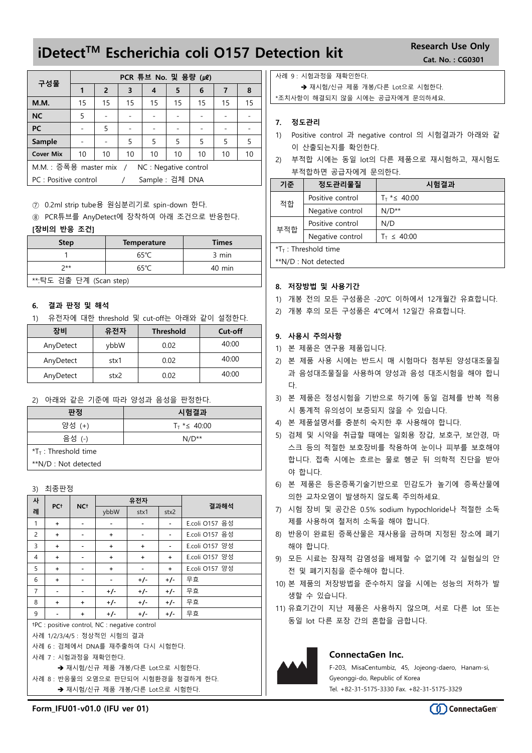# iDetect[TM] Escherichia coli O157 Detection kit

Research Use Only
Cat. No. : CG0301

| 구성물 | PCR 튜브 No. 및 용량 (㎕) | | | | | | | |
|---|---|---|---|---|---|---|---|---|
| | 1 | 2 | 3 | 4 | 5 | 6 | 7 | 8 |
| M.M. | 15 | 15 | 15 | 15 | 15 | 15 | 15 | 15 |
| NC | 5 | - | - | - | - | - | - | - |
| PC | - | 5 | - | - | - | - | - | - |
| Sample | - | - | 5 | 5 | 5 | 5 | 5 | 5 |
| Cover Mix | 10 | 10 | 10 | 10 | 10 | 10 | 10 | 10 |

M.M. : 증폭용 master mix / NC : Negative control
PC : Positive control / Sample : 검체 DNA

⑦ 0.2ml strip tube용 원심분리기로 spin-down 한다.
⑧ PCR튜브를 AnyDetect에 장착하여 아래 조건으로 반응한다.

**[장비의 반응 조건]**

| Step | Temperature | Times |
|---|---|---|
| 1 | 65℃ | 3 min |
| 2** | 65℃ | 40 min |

**:탁도 검출 단계 (Scan step)

## 6. 결과 판정 및 해석

1) 유전자에 대한 threshold 및 cut-off는 아래와 같이 설정한다.

| 장비 | 유전자 | Threshold | Cut-off |
|---|---|---|---|
| AnyDetect | ybbW | 0.02 | 40:00 |
| AnyDetect | stx1 | 0.02 | 40:00 |
| AnyDetect | stx2 | 0.02 | 40:00 |

2) 아래와 같은 기준에 따라 양성과 음성을 판정한다.

| 판정 | 시험결과 |
|---|---|
| 양성 (+) | $T_T$ *≤ 40:00 |
| 음성 (-) | N/D** |

*$T_T$ : Threshold time
**N/D : Not detected

3) 최종판정

| 사례 | PC† | NC† | 유전자 | | | 결과해석 |
|---|---|---|---|---|---|---|
| | | | ybbW | stx1 | stx2 | |
| 1 | + | - | - | - | - | E.coli O157 음성 |
| 2 | + | - | + | - | - | E.coli O157 음성 |
| 3 | + | - | + | + | - | E.coli O157 양성 |
| 4 | + | - | + | + | + | E.coli O157 양성 |
| 5 | + | - | + | - | + | E.coli O157 양성 |
| 6 | + | - | - | +/- | +/- | 무효 |
| 7 | - | - | +/- | +/- | +/- | 무효 |
| 8 | + | + | +/- | +/- | +/- | 무효 |
| 9 | - | + | +/- | +/- | +/- | 무효 |

†PC : positive control, NC : negative control
사례 1/2/3/4/5 : 정상적인 시험의 결과
사례 6 : 검체에서 DNA를 재추출하여 다시 시험한다.
사례 7 : 시험과정을 재확인한다.
➔ 재시험/신규 제품 개봉/다른 Lot으로 시험한다.
사례 8 : 반응물의 오염으로 판단되어 시험환경을 청결하게 한다.
➔ 재시험/신규 제품 개봉/다른 Lot으로 시험한다.
사례 9 : 시험과정을 재확인한다.
➔ 재시험/신규 제품 개봉/다른 Lot으로 시험한다.
*조치사항이 해결되지 않을 시에는 공급자에게 문의하세요.

## 7. 정도관리

1) Positive control 과 negative control 의 시험결과가 아래와 같이 산출되는지를 확인한다.
2) 부적합 시에는 동일 lot의 다른 제품으로 재시험하고, 재시험도 부적합하면 공급자에게 문의한다.

| 기준 | 정도관리물질 | 시험결과 |
|---|---|---|
| 적합 | Positive control | $T_T$ *≤ 40:00 |
| | Negative control | N/D** |
| 부적합 | Positive control | N/D |
| | Negative control | $T_T$ ≤ 40:00 |

*$T_T$ : Threshold time
**N/D : Not detected

## 8. 저장방법 및 사용기간

1) 개봉 전의 모든 구성품은 -20℃ 이하에서 12개월간 유효합니다.
2) 개봉 후의 모든 구성품은 4℃에서 12일간 유효합니다.

## 9. 사용시 주의사항

1) 본 제품은 연구용 제품입니다.
2) 본 제품 사용 시에는 반드시 매 시험마다 첨부된 양성대조물질과 음성대조물질을 사용하여 양성과 음성 대조시험을 해야 합니다.
3) 본 제품은 정성시험을 기반으로 하기에 동일 검체를 반복 적용 시 통계적 유의성이 보증되지 않을 수 있습니다.
4) 본 제품설명서를 충분히 숙지한 후 사용해야 합니다.
5) 검체 및 시약을 취급할 때에는 일회용 장갑, 보호구, 보안경, 마스크 등의 적절한 보호장비를 착용하여 눈이나 피부를 보호해야 합니다. 접촉 시에는 흐르는 물로 헹군 뒤 의학적 진단을 받아야 합니다.
6) 본 제품은 등온증폭기술기반으로 민감도가 높기에 증폭산물에 의한 교차오염이 발생하지 않도록 주의하세요.
7) 시험 장비 및 공간은 0.5% sodium hypochloride나 적절한 소독제를 사용하여 철저히 소독을 해야 합니다.
8) 반응이 완료된 증폭산물은 재사용을 금하며 지정된 장소에 폐기해야 합니다.
9) 모든 시료는 잠재적 감염성을 배제할 수 없기에 각 실험실의 안전 및 폐기지침을 준수해야 합니다.
10) 본 제품의 저장방법을 준수하지 않을 시에는 성능의 저하가 발생할 수 있습니다.
11) 유효기간이 지난 제품은 사용하지 않으며, 서로 다른 lot 또는 동일 lot 다른 포장 간의 혼합을 금합니다.

**ConnectaGen Inc.**
F-203, MisaCentumbiz, 45, Jojeong-daero, Hanam-si, Gyeonggi-do, Republic of Korea
Tel. +82-31-5175-3330 Fax. +82-31-5175-3329